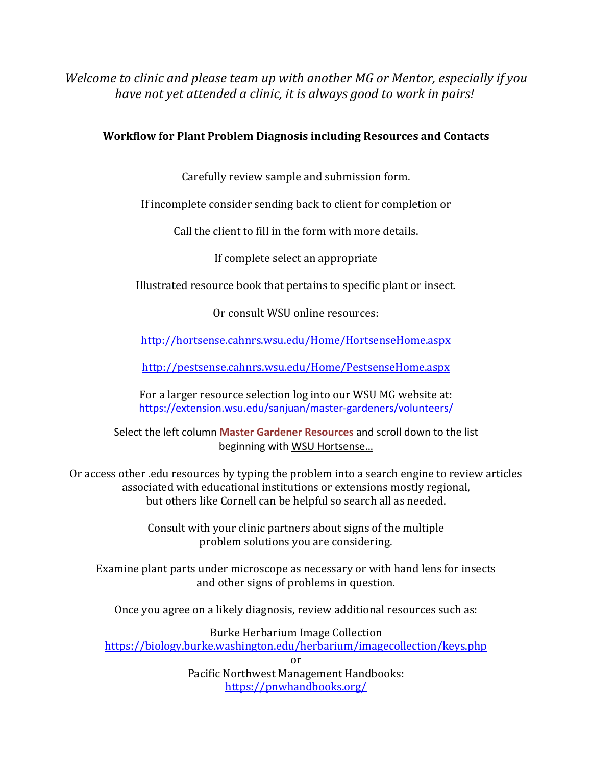*Welcome to clinic and please team up with another MG or Mentor, especially if you have not yet attended a clinic, it is always good to work in pairs!*

**Workflow for Plant Problem Diagnosis including Resources and Contacts**

Carefully review sample and submission form.

If incomplete consider sending back to client for completion or

Call the client to fill in the form with more details.

If complete select an appropriate

Illustrated resource book that pertains to specific plant or insect.

Or consult WSU online resources:

http://hortsense.cahnrs.wsu.edu/Home/HortsenseHome.aspx

http://pestsense.cahnrs.wsu.edu/Home/PestsenseHome.aspx

For a larger resource selection log into our WSU MG website at:
https://extension.wsu.edu/sanjuan/master-gardeners/volunteers/

Select the left column **Master Gardener Resources** and scroll down to the list beginning with WSU Hortsense…

Or access other .edu resources by typing the problem into a search engine to review articles associated with educational institutions or extensions mostly regional, but others like Cornell can be helpful so search all as needed.

Consult with your clinic partners about signs of the multiple problem solutions you are considering.

Examine plant parts under microscope as necessary or with hand lens for insects and other signs of problems in question.

Once you agree on a likely diagnosis, review additional resources such as:

Burke Herbarium Image Collection
https://biology.burke.washington.edu/herbarium/imagecollection/keys.php
or
Pacific Northwest Management Handbooks:
https://pnwhandbooks.org/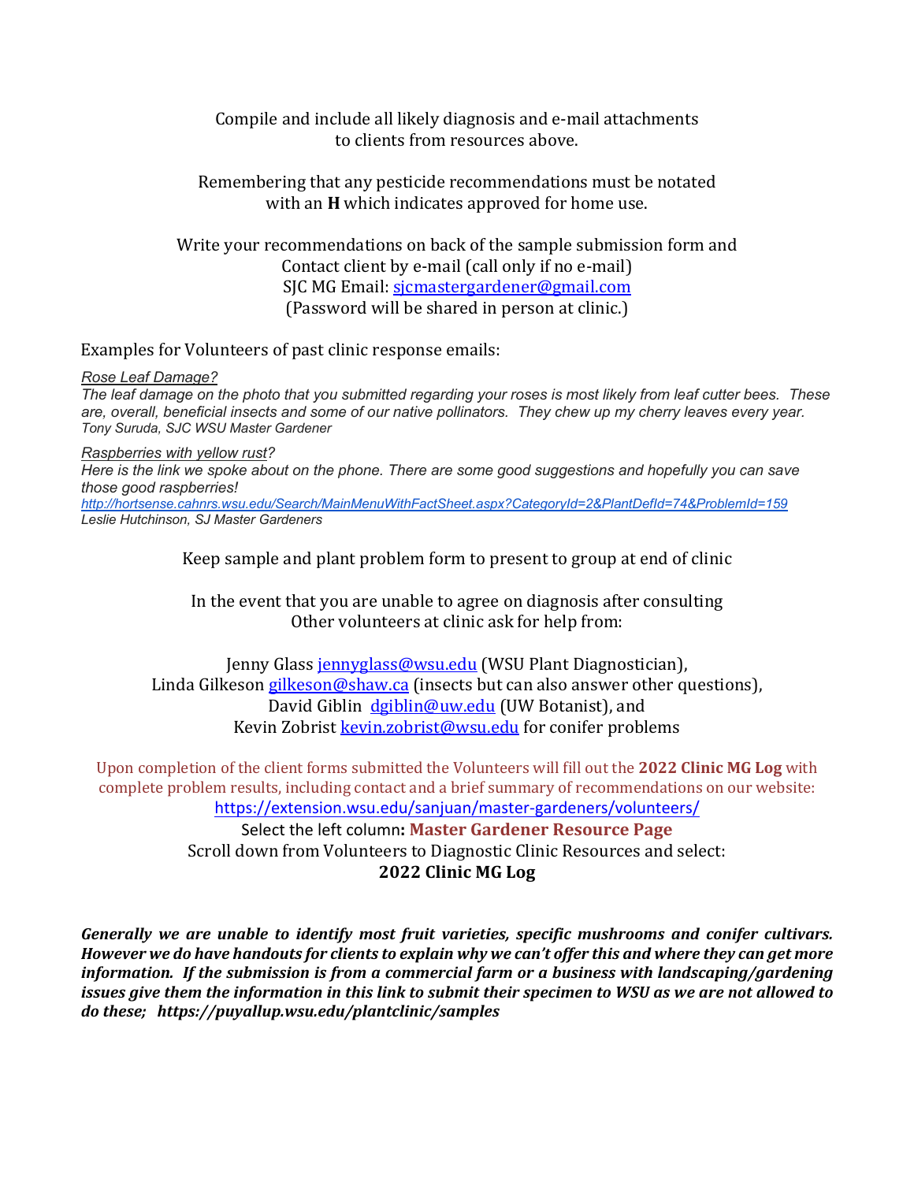Compile and include all likely diagnosis and e-mail attachments to clients from resources above.

Remembering that any pesticide recommendations must be notated with an **H** which indicates approved for home use.

Write your recommendations on back of the sample submission form and Contact client by e-mail (call only if no e-mail)
SJC MG Email: sjcmastergardener@gmail.com
(Password will be shared in person at clinic.)

Examples for Volunteers of past clinic response emails:

*Rose Leaf Damage?*
*The leaf damage on the photo that you submitted regarding your roses is most likely from leaf cutter bees. These are, overall, beneficial insects and some of our native pollinators. They chew up my cherry leaves every year.*
*Tony Suruda, SJC WSU Master Gardener*

*Raspberries with yellow rust?*
*Here is the link we spoke about on the phone. There are some good suggestions and hopefully you can save those good raspberries!*
*http://hortsense.cahnrs.wsu.edu/Search/MainMenuWithFactSheet.aspx?CategoryId=2&PlantDefId=74&ProblemId=159*
*Leslie Hutchinson, SJ Master Gardeners*

Keep sample and plant problem form to present to group at end of clinic

In the event that you are unable to agree on diagnosis after consulting Other volunteers at clinic ask for help from:

Jenny Glass jennyglass@wsu.edu (WSU Plant Diagnostician),
Linda Gilkeson gilkeson@shaw.ca (insects but can also answer other questions),
David Giblin dgiblin@uw.edu (UW Botanist), and
Kevin Zobrist kevin.zobrist@wsu.edu for conifer problems

Upon completion of the client forms submitted the Volunteers will fill out the **2022 Clinic MG Log** with complete problem results, including contact and a brief summary of recommendations on our website:
https://extension.wsu.edu/sanjuan/master-gardeners/volunteers/
Select the left column: **Master Gardener Resource Page**
Scroll down from Volunteers to Diagnostic Clinic Resources and select:
**2022 Clinic MG Log**

***Generally we are unable to identify most fruit varieties, specific mushrooms and conifer cultivars. However we do have handouts for clients to explain why we can't offer this and where they can get more information. If the submission is from a commercial farm or a business with landscaping/gardening issues give them the information in this link to submit their specimen to WSU as we are not allowed to do these; https://puyallup.wsu.edu/plantclinic/samples***